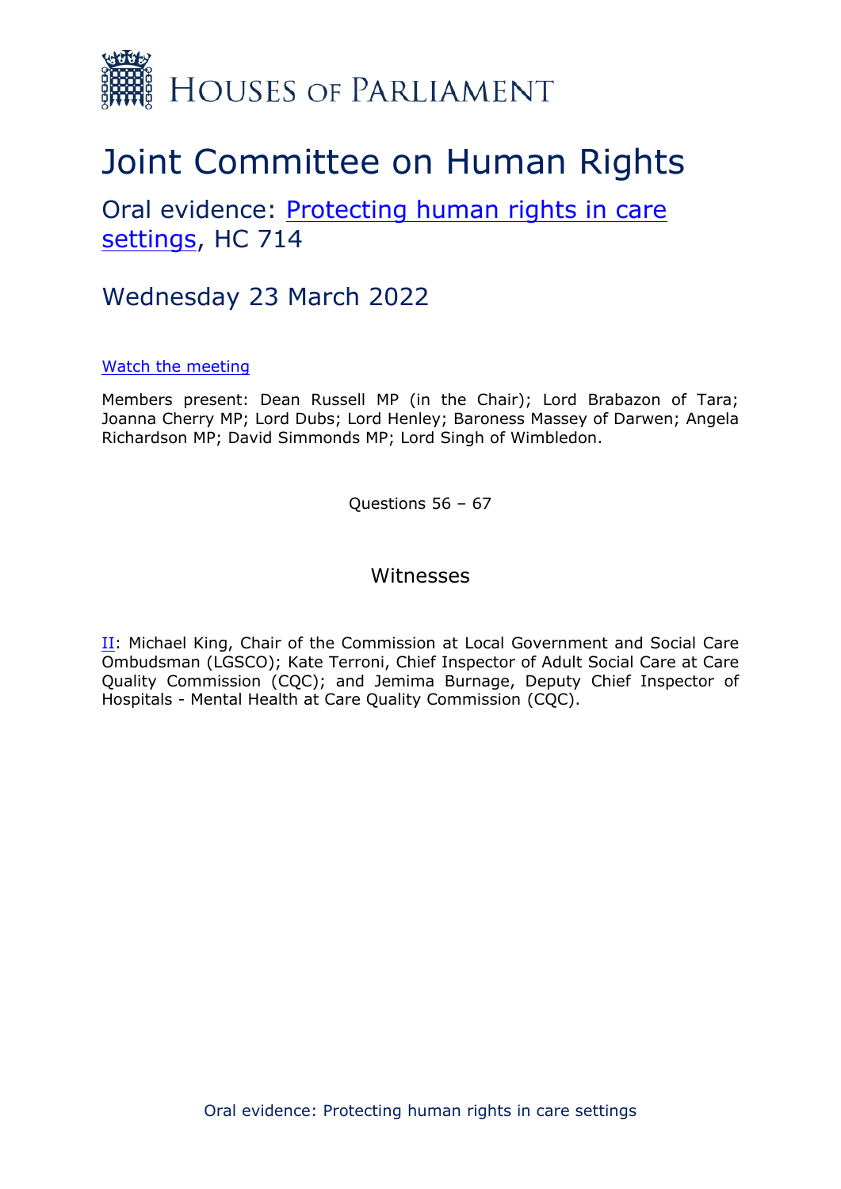HOUSES OF PARLIAMENT

# Joint Committee on Human Rights

## Oral evidence: [Protecting human rights in care settings](), HC 714

## Wednesday 23 March 2022

[Watch the meeting]()

Members present: Dean Russell MP (in the Chair); Lord Brabazon of Tara; Joanna Cherry MP; Lord Dubs; Lord Henley; Baroness Massey of Darwen; Angela Richardson MP; David Simmonds MP; Lord Singh of Wimbledon.

Questions 56 – 67

### Witnesses

[II](): Michael King, Chair of the Commission at Local Government and Social Care Ombudsman (LGSCO); Kate Terroni, Chief Inspector of Adult Social Care at Care Quality Commission (CQC); and Jemima Burnage, Deputy Chief Inspector of Hospitals - Mental Health at Care Quality Commission (CQC).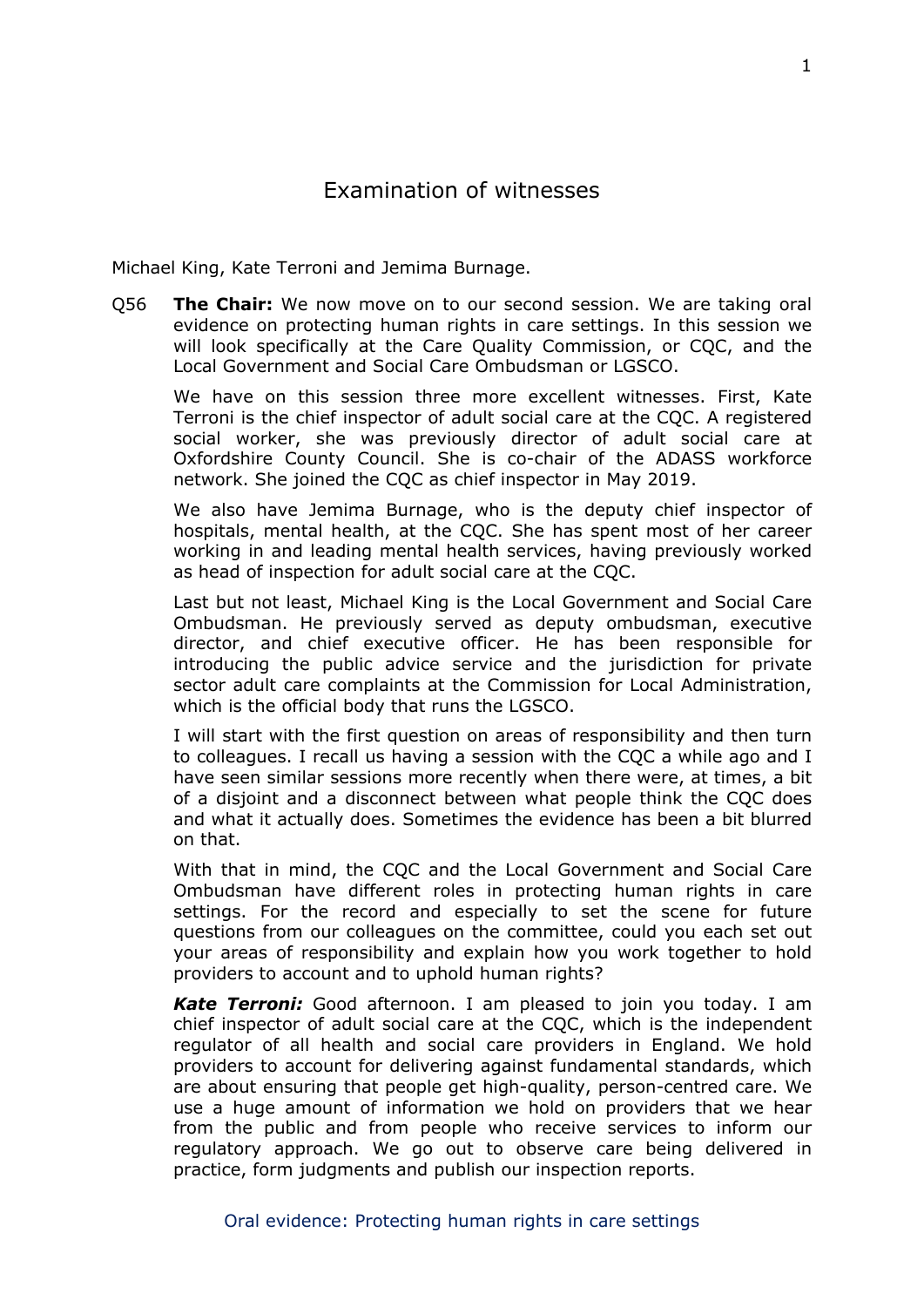# Examination of witnesses

Michael King, Kate Terroni and Jemima Burnage.

Q56 **The Chair:** We now move on to our second session. We are taking oral evidence on protecting human rights in care settings. In this session we will look specifically at the Care Quality Commission, or CQC, and the Local Government and Social Care Ombudsman or LGSCO.

We have on this session three more excellent witnesses. First, Kate Terroni is the chief inspector of adult social care at the CQC. A registered social worker, she was previously director of adult social care at Oxfordshire County Council. She is co-chair of the ADASS workforce network. She joined the CQC as chief inspector in May 2019.

We also have Jemima Burnage, who is the deputy chief inspector of hospitals, mental health, at the CQC. She has spent most of her career working in and leading mental health services, having previously worked as head of inspection for adult social care at the CQC.

Last but not least, Michael King is the Local Government and Social Care Ombudsman. He previously served as deputy ombudsman, executive director, and chief executive officer. He has been responsible for introducing the public advice service and the jurisdiction for private sector adult care complaints at the Commission for Local Administration, which is the official body that runs the LGSCO.

I will start with the first question on areas of responsibility and then turn to colleagues. I recall us having a session with the CQC a while ago and I have seen similar sessions more recently when there were, at times, a bit of a disjoint and a disconnect between what people think the CQC does and what it actually does. Sometimes the evidence has been a bit blurred on that.

With that in mind, the CQC and the Local Government and Social Care Ombudsman have different roles in protecting human rights in care settings. For the record and especially to set the scene for future questions from our colleagues on the committee, could you each set out your areas of responsibility and explain how you work together to hold providers to account and to uphold human rights?

***Kate Terroni:*** Good afternoon. I am pleased to join you today. I am chief inspector of adult social care at the CQC, which is the independent regulator of all health and social care providers in England. We hold providers to account for delivering against fundamental standards, which are about ensuring that people get high-quality, person-centred care. We use a huge amount of information we hold on providers that we hear from the public and from people who receive services to inform our regulatory approach. We go out to observe care being delivered in practice, form judgments and publish our inspection reports.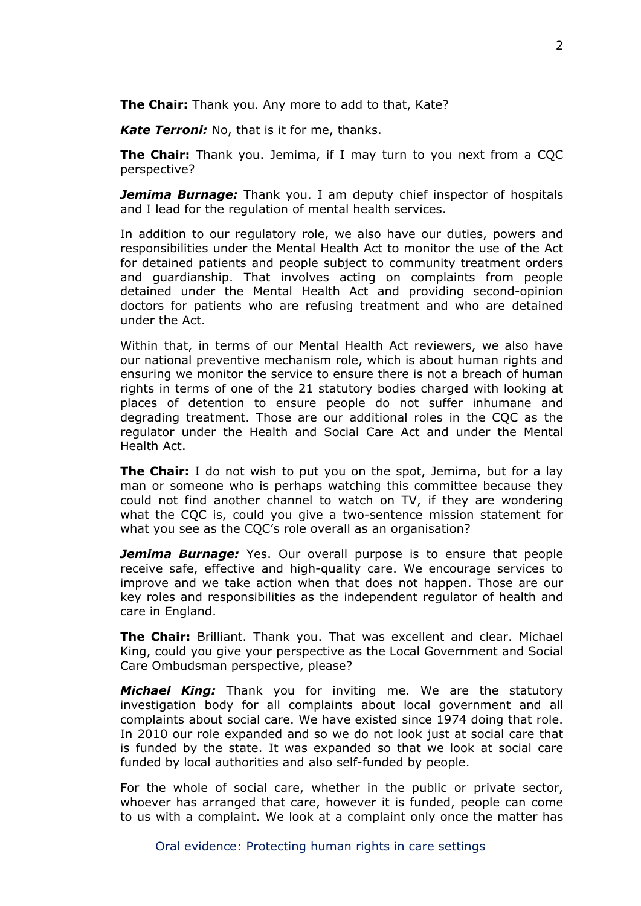**The Chair:** Thank you. Any more to add to that, Kate?

***Kate Terroni:*** No, that is it for me, thanks.

**The Chair:** Thank you. Jemima, if I may turn to you next from a CQC perspective?

***Jemima Burnage:*** Thank you. I am deputy chief inspector of hospitals and I lead for the regulation of mental health services.

In addition to our regulatory role, we also have our duties, powers and responsibilities under the Mental Health Act to monitor the use of the Act for detained patients and people subject to community treatment orders and guardianship. That involves acting on complaints from people detained under the Mental Health Act and providing second-opinion doctors for patients who are refusing treatment and who are detained under the Act.

Within that, in terms of our Mental Health Act reviewers, we also have our national preventive mechanism role, which is about human rights and ensuring we monitor the service to ensure there is not a breach of human rights in terms of one of the 21 statutory bodies charged with looking at places of detention to ensure people do not suffer inhumane and degrading treatment. Those are our additional roles in the CQC as the regulator under the Health and Social Care Act and under the Mental Health Act.

**The Chair:** I do not wish to put you on the spot, Jemima, but for a lay man or someone who is perhaps watching this committee because they could not find another channel to watch on TV, if they are wondering what the CQC is, could you give a two-sentence mission statement for what you see as the CQC's role overall as an organisation?

***Jemima Burnage:*** Yes. Our overall purpose is to ensure that people receive safe, effective and high-quality care. We encourage services to improve and we take action when that does not happen. Those are our key roles and responsibilities as the independent regulator of health and care in England.

**The Chair:** Brilliant. Thank you. That was excellent and clear. Michael King, could you give your perspective as the Local Government and Social Care Ombudsman perspective, please?

***Michael King:*** Thank you for inviting me. We are the statutory investigation body for all complaints about local government and all complaints about social care. We have existed since 1974 doing that role. In 2010 our role expanded and so we do not look just at social care that is funded by the state. It was expanded so that we look at social care funded by local authorities and also self-funded by people.

For the whole of social care, whether in the public or private sector, whoever has arranged that care, however it is funded, people can come to us with a complaint. We look at a complaint only once the matter has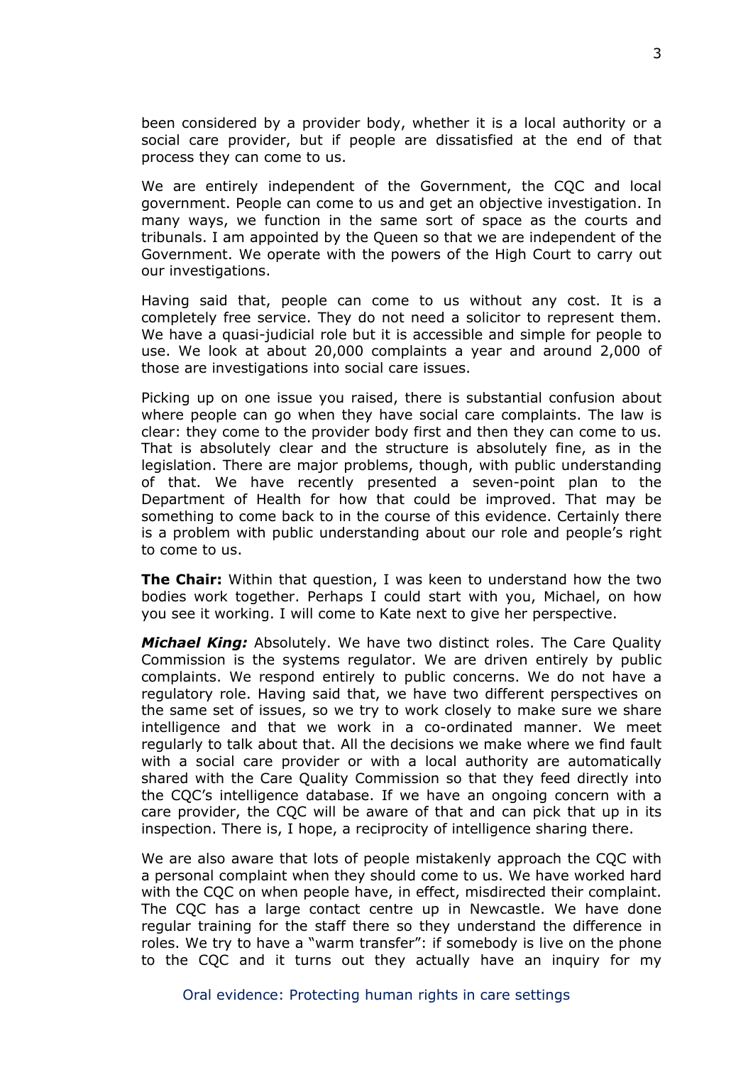been considered by a provider body, whether it is a local authority or a social care provider, but if people are dissatisfied at the end of that process they can come to us.

We are entirely independent of the Government, the CQC and local government. People can come to us and get an objective investigation. In many ways, we function in the same sort of space as the courts and tribunals. I am appointed by the Queen so that we are independent of the Government. We operate with the powers of the High Court to carry out our investigations.

Having said that, people can come to us without any cost. It is a completely free service. They do not need a solicitor to represent them. We have a quasi-judicial role but it is accessible and simple for people to use. We look at about 20,000 complaints a year and around 2,000 of those are investigations into social care issues.

Picking up on one issue you raised, there is substantial confusion about where people can go when they have social care complaints. The law is clear: they come to the provider body first and then they can come to us. That is absolutely clear and the structure is absolutely fine, as in the legislation. There are major problems, though, with public understanding of that. We have recently presented a seven-point plan to the Department of Health for how that could be improved. That may be something to come back to in the course of this evidence. Certainly there is a problem with public understanding about our role and people's right to come to us.

**The Chair:** Within that question, I was keen to understand how the two bodies work together. Perhaps I could start with you, Michael, on how you see it working. I will come to Kate next to give her perspective.

***Michael King:*** Absolutely. We have two distinct roles. The Care Quality Commission is the systems regulator. We are driven entirely by public complaints. We respond entirely to public concerns. We do not have a regulatory role. Having said that, we have two different perspectives on the same set of issues, so we try to work closely to make sure we share intelligence and that we work in a co-ordinated manner. We meet regularly to talk about that. All the decisions we make where we find fault with a social care provider or with a local authority are automatically shared with the Care Quality Commission so that they feed directly into the CQC's intelligence database. If we have an ongoing concern with a care provider, the CQC will be aware of that and can pick that up in its inspection. There is, I hope, a reciprocity of intelligence sharing there.

We are also aware that lots of people mistakenly approach the CQC with a personal complaint when they should come to us. We have worked hard with the CQC on when people have, in effect, misdirected their complaint. The CQC has a large contact centre up in Newcastle. We have done regular training for the staff there so they understand the difference in roles. We try to have a "warm transfer": if somebody is live on the phone to the CQC and it turns out they actually have an inquiry for my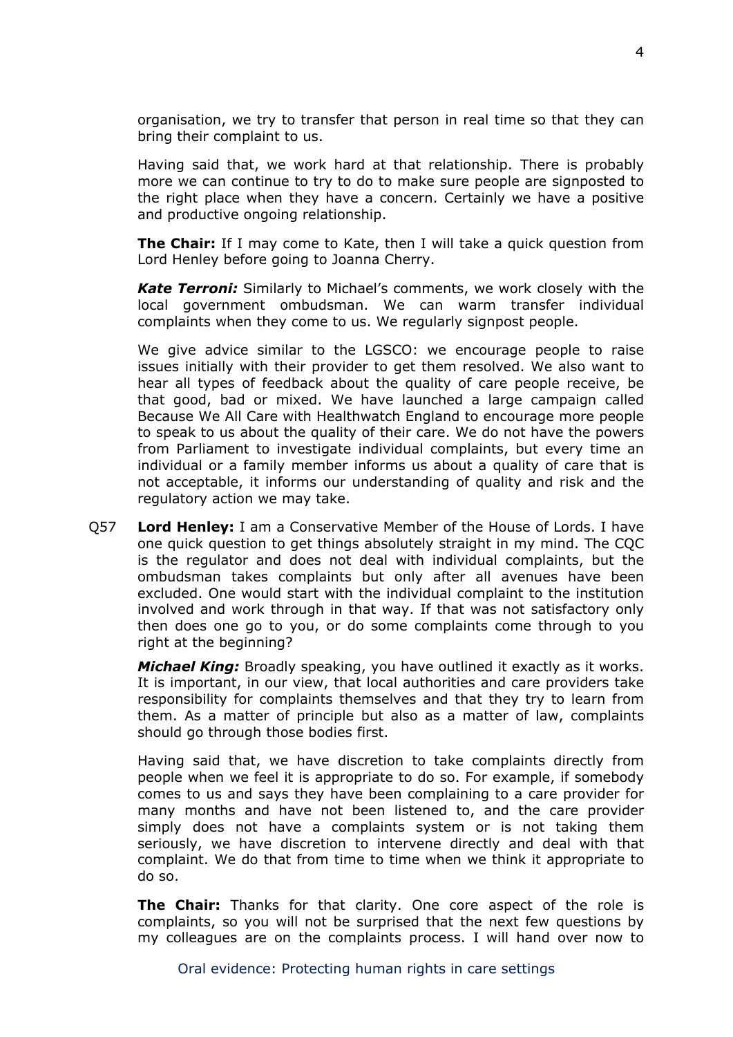organisation, we try to transfer that person in real time so that they can bring their complaint to us.

Having said that, we work hard at that relationship. There is probably more we can continue to try to do to make sure people are signposted to the right place when they have a concern. Certainly we have a positive and productive ongoing relationship.

**The Chair:** If I may come to Kate, then I will take a quick question from Lord Henley before going to Joanna Cherry.

***Kate Terroni:*** Similarly to Michael's comments, we work closely with the local government ombudsman. We can warm transfer individual complaints when they come to us. We regularly signpost people.

We give advice similar to the LGSCO: we encourage people to raise issues initially with their provider to get them resolved. We also want to hear all types of feedback about the quality of care people receive, be that good, bad or mixed. We have launched a large campaign called Because We All Care with Healthwatch England to encourage more people to speak to us about the quality of their care. We do not have the powers from Parliament to investigate individual complaints, but every time an individual or a family member informs us about a quality of care that is not acceptable, it informs our understanding of quality and risk and the regulatory action we may take.

Q57 **Lord Henley:** I am a Conservative Member of the House of Lords. I have one quick question to get things absolutely straight in my mind. The CQC is the regulator and does not deal with individual complaints, but the ombudsman takes complaints but only after all avenues have been excluded. One would start with the individual complaint to the institution involved and work through in that way. If that was not satisfactory only then does one go to you, or do some complaints come through to you right at the beginning?

***Michael King:*** Broadly speaking, you have outlined it exactly as it works. It is important, in our view, that local authorities and care providers take responsibility for complaints themselves and that they try to learn from them. As a matter of principle but also as a matter of law, complaints should go through those bodies first.

Having said that, we have discretion to take complaints directly from people when we feel it is appropriate to do so. For example, if somebody comes to us and says they have been complaining to a care provider for many months and have not been listened to, and the care provider simply does not have a complaints system or is not taking them seriously, we have discretion to intervene directly and deal with that complaint. We do that from time to time when we think it appropriate to do so.

**The Chair:** Thanks for that clarity. One core aspect of the role is complaints, so you will not be surprised that the next few questions by my colleagues are on the complaints process. I will hand over now to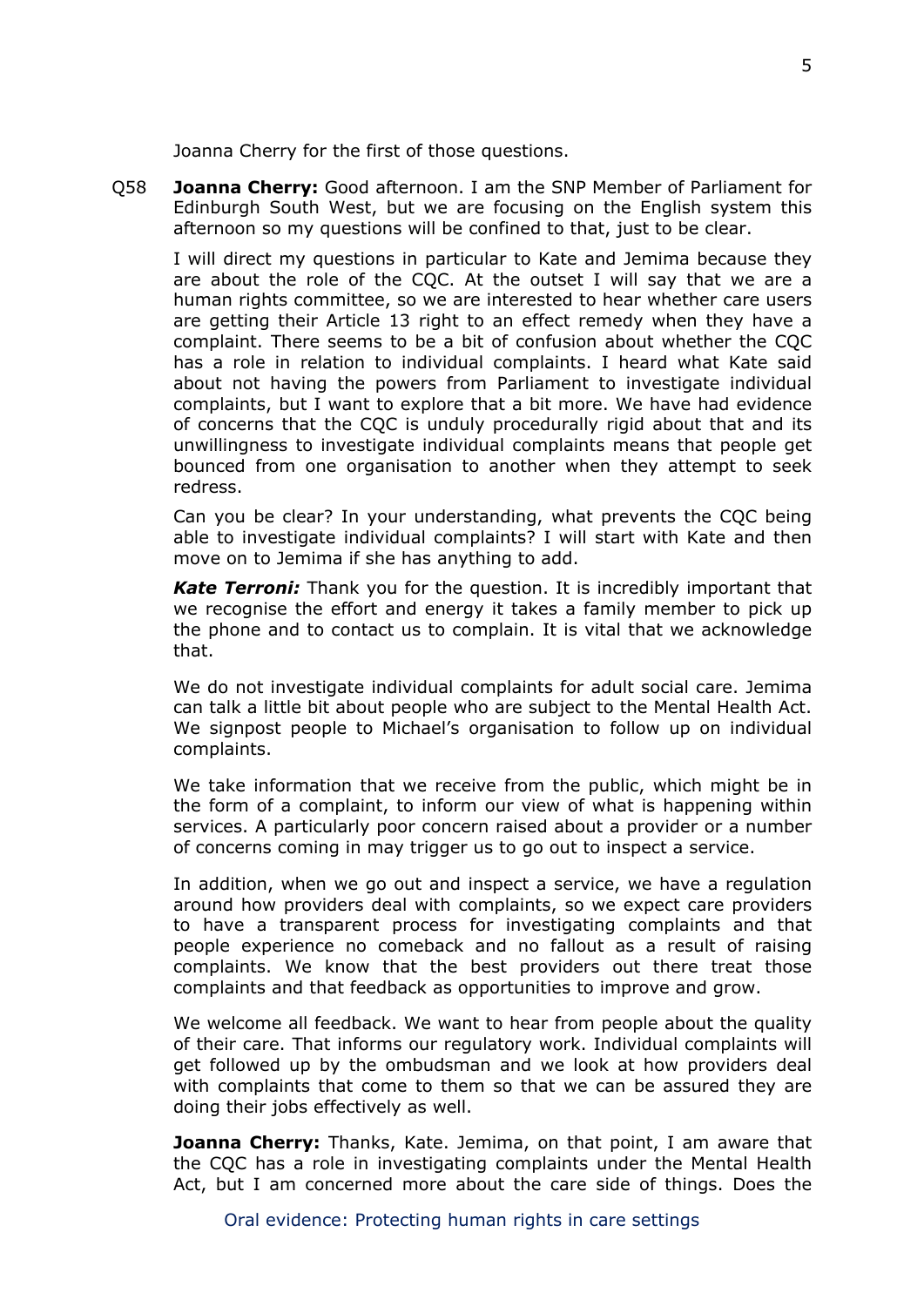Joanna Cherry for the first of those questions.

Q58 **Joanna Cherry:** Good afternoon. I am the SNP Member of Parliament for Edinburgh South West, but we are focusing on the English system this afternoon so my questions will be confined to that, just to be clear.

I will direct my questions in particular to Kate and Jemima because they are about the role of the CQC. At the outset I will say that we are a human rights committee, so we are interested to hear whether care users are getting their Article 13 right to an effect remedy when they have a complaint. There seems to be a bit of confusion about whether the CQC has a role in relation to individual complaints. I heard what Kate said about not having the powers from Parliament to investigate individual complaints, but I want to explore that a bit more. We have had evidence of concerns that the CQC is unduly procedurally rigid about that and its unwillingness to investigate individual complaints means that people get bounced from one organisation to another when they attempt to seek redress.

Can you be clear? In your understanding, what prevents the CQC being able to investigate individual complaints? I will start with Kate and then move on to Jemima if she has anything to add.

***Kate Terroni:*** Thank you for the question. It is incredibly important that we recognise the effort and energy it takes a family member to pick up the phone and to contact us to complain. It is vital that we acknowledge that.

We do not investigate individual complaints for adult social care. Jemima can talk a little bit about people who are subject to the Mental Health Act. We signpost people to Michael's organisation to follow up on individual complaints.

We take information that we receive from the public, which might be in the form of a complaint, to inform our view of what is happening within services. A particularly poor concern raised about a provider or a number of concerns coming in may trigger us to go out to inspect a service.

In addition, when we go out and inspect a service, we have a regulation around how providers deal with complaints, so we expect care providers to have a transparent process for investigating complaints and that people experience no comeback and no fallout as a result of raising complaints. We know that the best providers out there treat those complaints and that feedback as opportunities to improve and grow.

We welcome all feedback. We want to hear from people about the quality of their care. That informs our regulatory work. Individual complaints will get followed up by the ombudsman and we look at how providers deal with complaints that come to them so that we can be assured they are doing their jobs effectively as well.

**Joanna Cherry:** Thanks, Kate. Jemima, on that point, I am aware that the CQC has a role in investigating complaints under the Mental Health Act, but I am concerned more about the care side of things. Does the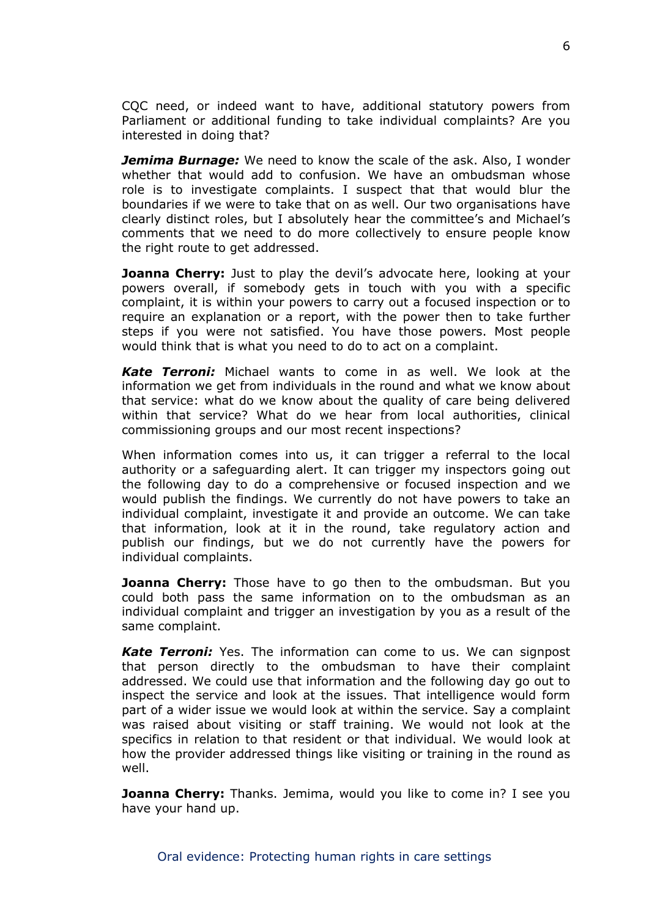CQC need, or indeed want to have, additional statutory powers from Parliament or additional funding to take individual complaints? Are you interested in doing that?

***Jemima Burnage:*** We need to know the scale of the ask. Also, I wonder whether that would add to confusion. We have an ombudsman whose role is to investigate complaints. I suspect that that would blur the boundaries if we were to take that on as well. Our two organisations have clearly distinct roles, but I absolutely hear the committee's and Michael's comments that we need to do more collectively to ensure people know the right route to get addressed.

**Joanna Cherry:** Just to play the devil's advocate here, looking at your powers overall, if somebody gets in touch with you with a specific complaint, it is within your powers to carry out a focused inspection or to require an explanation or a report, with the power then to take further steps if you were not satisfied. You have those powers. Most people would think that is what you need to do to act on a complaint.

***Kate Terroni:*** Michael wants to come in as well. We look at the information we get from individuals in the round and what we know about that service: what do we know about the quality of care being delivered within that service? What do we hear from local authorities, clinical commissioning groups and our most recent inspections?

When information comes into us, it can trigger a referral to the local authority or a safeguarding alert. It can trigger my inspectors going out the following day to do a comprehensive or focused inspection and we would publish the findings. We currently do not have powers to take an individual complaint, investigate it and provide an outcome. We can take that information, look at it in the round, take regulatory action and publish our findings, but we do not currently have the powers for individual complaints.

**Joanna Cherry:** Those have to go then to the ombudsman. But you could both pass the same information on to the ombudsman as an individual complaint and trigger an investigation by you as a result of the same complaint.

***Kate Terroni:*** Yes. The information can come to us. We can signpost that person directly to the ombudsman to have their complaint addressed. We could use that information and the following day go out to inspect the service and look at the issues. That intelligence would form part of a wider issue we would look at within the service. Say a complaint was raised about visiting or staff training. We would not look at the specifics in relation to that resident or that individual. We would look at how the provider addressed things like visiting or training in the round as well.

**Joanna Cherry:** Thanks. Jemima, would you like to come in? I see you have your hand up.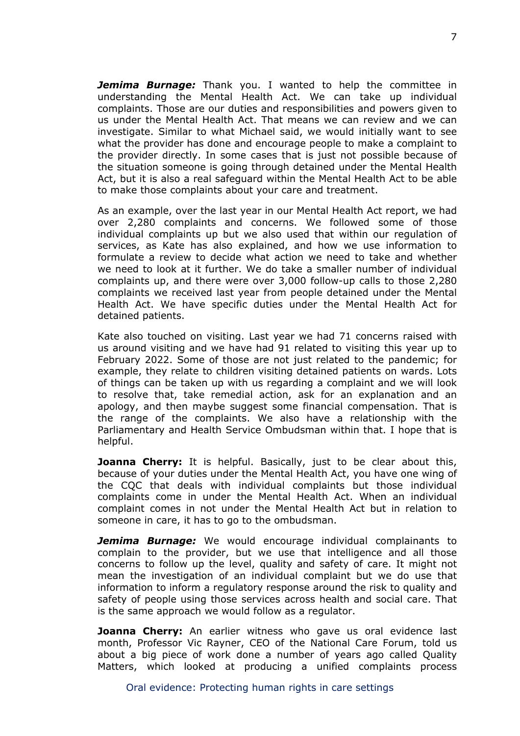***Jemima Burnage:*** Thank you. I wanted to help the committee in understanding the Mental Health Act. We can take up individual complaints. Those are our duties and responsibilities and powers given to us under the Mental Health Act. That means we can review and we can investigate. Similar to what Michael said, we would initially want to see what the provider has done and encourage people to make a complaint to the provider directly. In some cases that is just not possible because of the situation someone is going through detained under the Mental Health Act, but it is also a real safeguard within the Mental Health Act to be able to make those complaints about your care and treatment.

As an example, over the last year in our Mental Health Act report, we had over 2,280 complaints and concerns. We followed some of those individual complaints up but we also used that within our regulation of services, as Kate has also explained, and how we use information to formulate a review to decide what action we need to take and whether we need to look at it further. We do take a smaller number of individual complaints up, and there were over 3,000 follow-up calls to those 2,280 complaints we received last year from people detained under the Mental Health Act. We have specific duties under the Mental Health Act for detained patients.

Kate also touched on visiting. Last year we had 71 concerns raised with us around visiting and we have had 91 related to visiting this year up to February 2022. Some of those are not just related to the pandemic; for example, they relate to children visiting detained patients on wards. Lots of things can be taken up with us regarding a complaint and we will look to resolve that, take remedial action, ask for an explanation and an apology, and then maybe suggest some financial compensation. That is the range of the complaints. We also have a relationship with the Parliamentary and Health Service Ombudsman within that. I hope that is helpful.

**Joanna Cherry:** It is helpful. Basically, just to be clear about this, because of your duties under the Mental Health Act, you have one wing of the CQC that deals with individual complaints but those individual complaints come in under the Mental Health Act. When an individual complaint comes in not under the Mental Health Act but in relation to someone in care, it has to go to the ombudsman.

***Jemima Burnage:*** We would encourage individual complainants to complain to the provider, but we use that intelligence and all those concerns to follow up the level, quality and safety of care. It might not mean the investigation of an individual complaint but we do use that information to inform a regulatory response around the risk to quality and safety of people using those services across health and social care. That is the same approach we would follow as a regulator.

**Joanna Cherry:** An earlier witness who gave us oral evidence last month, Professor Vic Rayner, CEO of the National Care Forum, told us about a big piece of work done a number of years ago called Quality Matters, which looked at producing a unified complaints process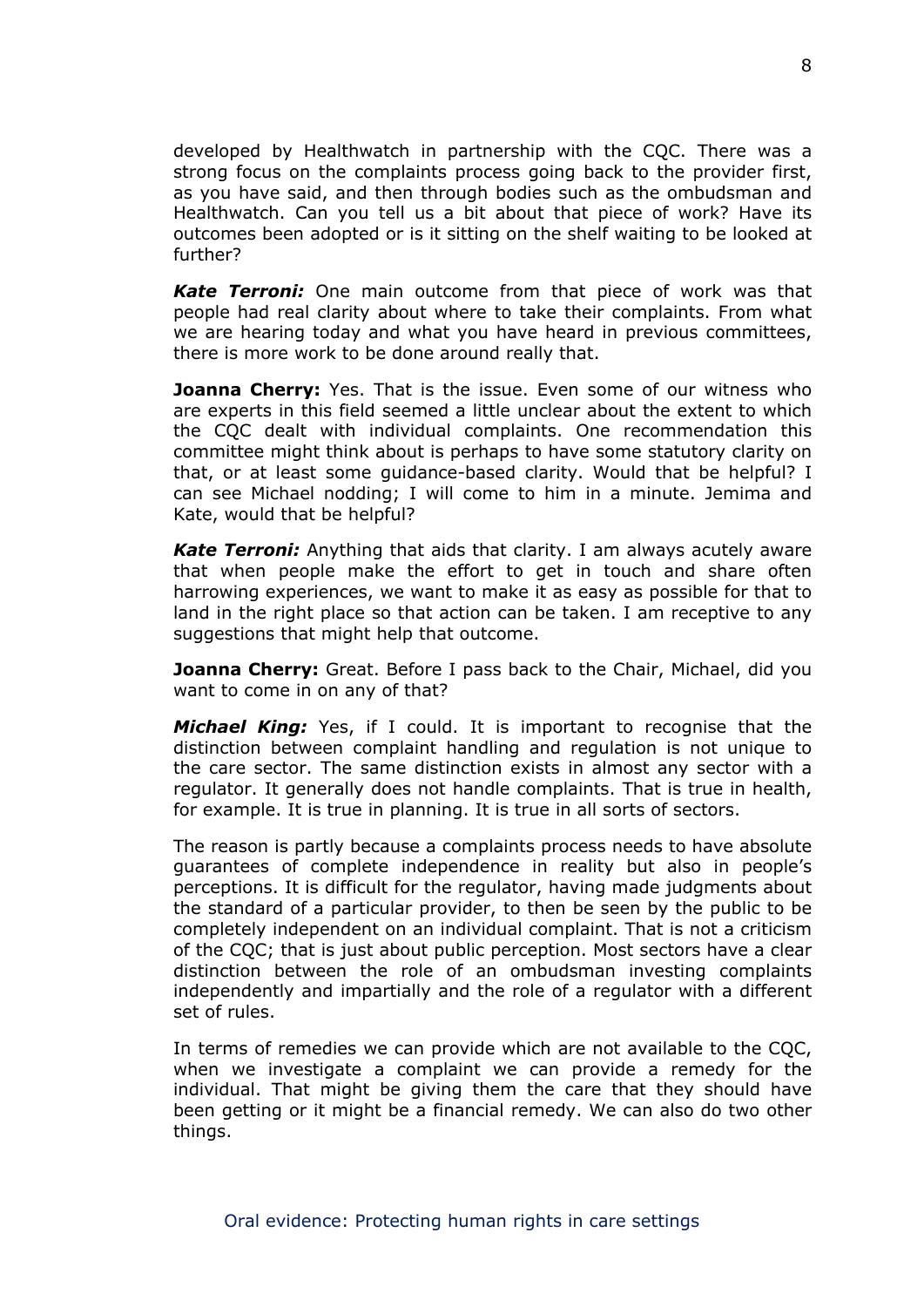developed by Healthwatch in partnership with the CQC. There was a strong focus on the complaints process going back to the provider first, as you have said, and then through bodies such as the ombudsman and Healthwatch. Can you tell us a bit about that piece of work? Have its outcomes been adopted or is it sitting on the shelf waiting to be looked at further?

***Kate Terroni:*** One main outcome from that piece of work was that people had real clarity about where to take their complaints. From what we are hearing today and what you have heard in previous committees, there is more work to be done around really that.

**Joanna Cherry:** Yes. That is the issue. Even some of our witness who are experts in this field seemed a little unclear about the extent to which the CQC dealt with individual complaints. One recommendation this committee might think about is perhaps to have some statutory clarity on that, or at least some guidance-based clarity. Would that be helpful? I can see Michael nodding; I will come to him in a minute. Jemima and Kate, would that be helpful?

***Kate Terroni:*** Anything that aids that clarity. I am always acutely aware that when people make the effort to get in touch and share often harrowing experiences, we want to make it as easy as possible for that to land in the right place so that action can be taken. I am receptive to any suggestions that might help that outcome.

**Joanna Cherry:** Great. Before I pass back to the Chair, Michael, did you want to come in on any of that?

***Michael King:*** Yes, if I could. It is important to recognise that the distinction between complaint handling and regulation is not unique to the care sector. The same distinction exists in almost any sector with a regulator. It generally does not handle complaints. That is true in health, for example. It is true in planning. It is true in all sorts of sectors.

The reason is partly because a complaints process needs to have absolute guarantees of complete independence in reality but also in people's perceptions. It is difficult for the regulator, having made judgments about the standard of a particular provider, to then be seen by the public to be completely independent on an individual complaint. That is not a criticism of the CQC; that is just about public perception. Most sectors have a clear distinction between the role of an ombudsman investing complaints independently and impartially and the role of a regulator with a different set of rules.

In terms of remedies we can provide which are not available to the CQC, when we investigate a complaint we can provide a remedy for the individual. That might be giving them the care that they should have been getting or it might be a financial remedy. We can also do two other things.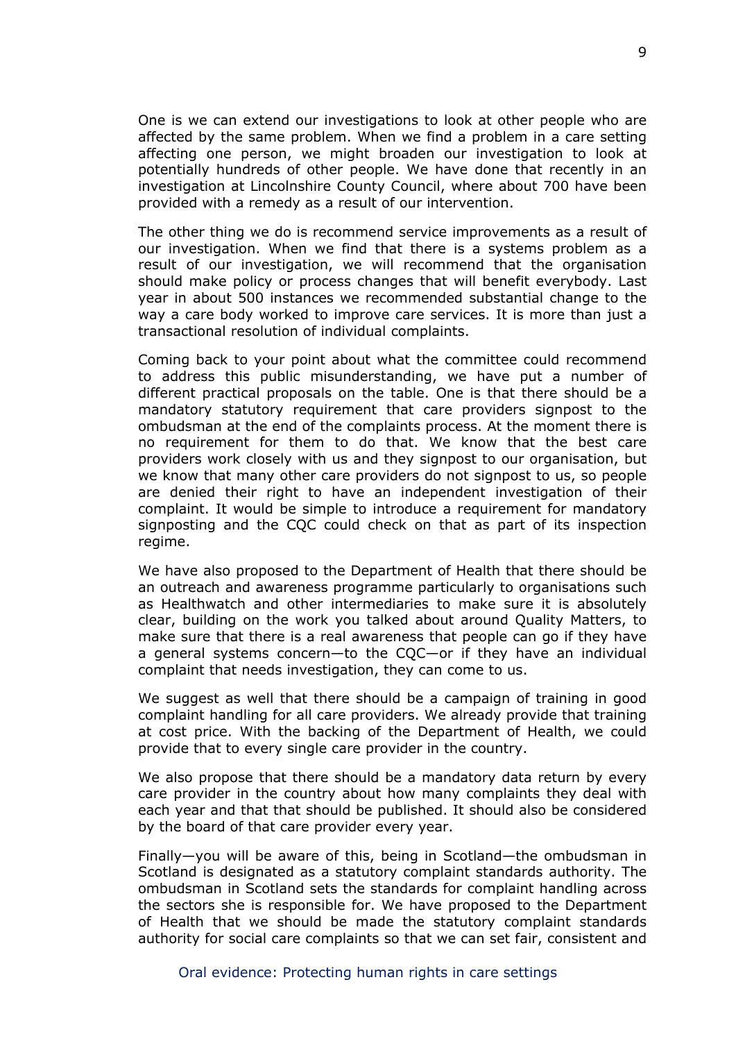One is we can extend our investigations to look at other people who are affected by the same problem. When we find a problem in a care setting affecting one person, we might broaden our investigation to look at potentially hundreds of other people. We have done that recently in an investigation at Lincolnshire County Council, where about 700 have been provided with a remedy as a result of our intervention.

The other thing we do is recommend service improvements as a result of our investigation. When we find that there is a systems problem as a result of our investigation, we will recommend that the organisation should make policy or process changes that will benefit everybody. Last year in about 500 instances we recommended substantial change to the way a care body worked to improve care services. It is more than just a transactional resolution of individual complaints.

Coming back to your point about what the committee could recommend to address this public misunderstanding, we have put a number of different practical proposals on the table. One is that there should be a mandatory statutory requirement that care providers signpost to the ombudsman at the end of the complaints process. At the moment there is no requirement for them to do that. We know that the best care providers work closely with us and they signpost to our organisation, but we know that many other care providers do not signpost to us, so people are denied their right to have an independent investigation of their complaint. It would be simple to introduce a requirement for mandatory signposting and the CQC could check on that as part of its inspection regime.

We have also proposed to the Department of Health that there should be an outreach and awareness programme particularly to organisations such as Healthwatch and other intermediaries to make sure it is absolutely clear, building on the work you talked about around Quality Matters, to make sure that there is a real awareness that people can go if they have a general systems concern—to the CQC—or if they have an individual complaint that needs investigation, they can come to us.

We suggest as well that there should be a campaign of training in good complaint handling for all care providers. We already provide that training at cost price. With the backing of the Department of Health, we could provide that to every single care provider in the country.

We also propose that there should be a mandatory data return by every care provider in the country about how many complaints they deal with each year and that that should be published. It should also be considered by the board of that care provider every year.

Finally—you will be aware of this, being in Scotland—the ombudsman in Scotland is designated as a statutory complaint standards authority. The ombudsman in Scotland sets the standards for complaint handling across the sectors she is responsible for. We have proposed to the Department of Health that we should be made the statutory complaint standards authority for social care complaints so that we can set fair, consistent and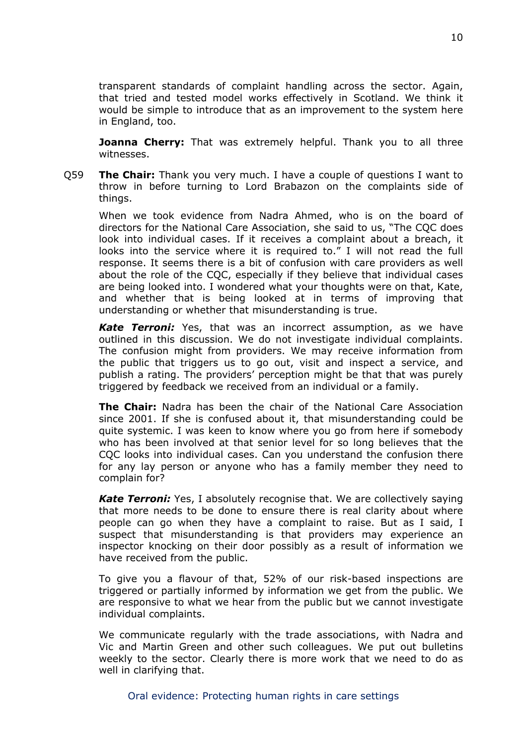transparent standards of complaint handling across the sector. Again, that tried and tested model works effectively in Scotland. We think it would be simple to introduce that as an improvement to the system here in England, too.

**Joanna Cherry:** That was extremely helpful. Thank you to all three witnesses.

Q59 **The Chair:** Thank you very much. I have a couple of questions I want to throw in before turning to Lord Brabazon on the complaints side of things.

When we took evidence from Nadra Ahmed, who is on the board of directors for the National Care Association, she said to us, "The CQC does look into individual cases. If it receives a complaint about a breach, it looks into the service where it is required to." I will not read the full response. It seems there is a bit of confusion with care providers as well about the role of the CQC, especially if they believe that individual cases are being looked into. I wondered what your thoughts were on that, Kate, and whether that is being looked at in terms of improving that understanding or whether that misunderstanding is true.

***Kate Terroni:*** Yes, that was an incorrect assumption, as we have outlined in this discussion. We do not investigate individual complaints. The confusion might from providers. We may receive information from the public that triggers us to go out, visit and inspect a service, and publish a rating. The providers' perception might be that that was purely triggered by feedback we received from an individual or a family.

**The Chair:** Nadra has been the chair of the National Care Association since 2001. If she is confused about it, that misunderstanding could be quite systemic. I was keen to know where you go from here if somebody who has been involved at that senior level for so long believes that the CQC looks into individual cases. Can you understand the confusion there for any lay person or anyone who has a family member they need to complain for?

***Kate Terroni:*** Yes, I absolutely recognise that. We are collectively saying that more needs to be done to ensure there is real clarity about where people can go when they have a complaint to raise. But as I said, I suspect that misunderstanding is that providers may experience an inspector knocking on their door possibly as a result of information we have received from the public.

To give you a flavour of that, 52% of our risk-based inspections are triggered or partially informed by information we get from the public. We are responsive to what we hear from the public but we cannot investigate individual complaints.

We communicate regularly with the trade associations, with Nadra and Vic and Martin Green and other such colleagues. We put out bulletins weekly to the sector. Clearly there is more work that we need to do as well in clarifying that.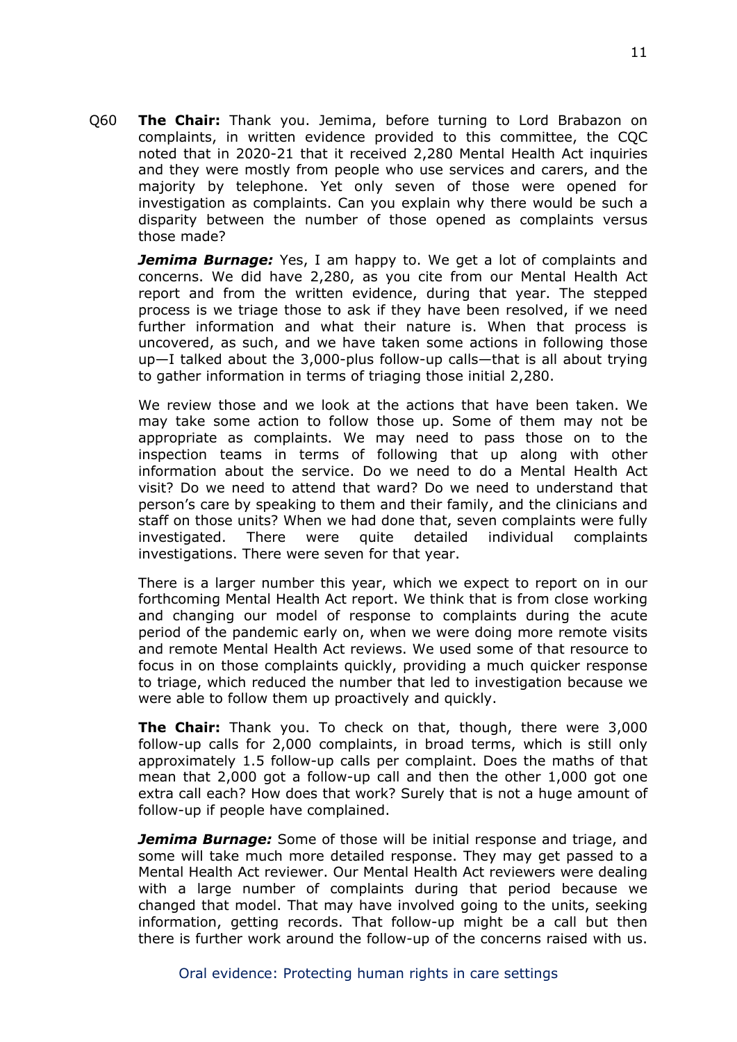Q60 **The Chair:** Thank you. Jemima, before turning to Lord Brabazon on complaints, in written evidence provided to this committee, the CQC noted that in 2020-21 that it received 2,280 Mental Health Act inquiries and they were mostly from people who use services and carers, and the majority by telephone. Yet only seven of those were opened for investigation as complaints. Can you explain why there would be such a disparity between the number of those opened as complaints versus those made?

***Jemima Burnage:*** Yes, I am happy to. We get a lot of complaints and concerns. We did have 2,280, as you cite from our Mental Health Act report and from the written evidence, during that year. The stepped process is we triage those to ask if they have been resolved, if we need further information and what their nature is. When that process is uncovered, as such, and we have taken some actions in following those up—I talked about the 3,000-plus follow-up calls—that is all about trying to gather information in terms of triaging those initial 2,280.

We review those and we look at the actions that have been taken. We may take some action to follow those up. Some of them may not be appropriate as complaints. We may need to pass those on to the inspection teams in terms of following that up along with other information about the service. Do we need to do a Mental Health Act visit? Do we need to attend that ward? Do we need to understand that person's care by speaking to them and their family, and the clinicians and staff on those units? When we had done that, seven complaints were fully investigated. There were quite detailed individual complaints investigations. There were seven for that year.

There is a larger number this year, which we expect to report on in our forthcoming Mental Health Act report. We think that is from close working and changing our model of response to complaints during the acute period of the pandemic early on, when we were doing more remote visits and remote Mental Health Act reviews. We used some of that resource to focus in on those complaints quickly, providing a much quicker response to triage, which reduced the number that led to investigation because we were able to follow them up proactively and quickly.

**The Chair:** Thank you. To check on that, though, there were 3,000 follow-up calls for 2,000 complaints, in broad terms, which is still only approximately 1.5 follow-up calls per complaint. Does the maths of that mean that 2,000 got a follow-up call and then the other 1,000 got one extra call each? How does that work? Surely that is not a huge amount of follow-up if people have complained.

***Jemima Burnage:*** Some of those will be initial response and triage, and some will take much more detailed response. They may get passed to a Mental Health Act reviewer. Our Mental Health Act reviewers were dealing with a large number of complaints during that period because we changed that model. That may have involved going to the units, seeking information, getting records. That follow-up might be a call but then there is further work around the follow-up of the concerns raised with us.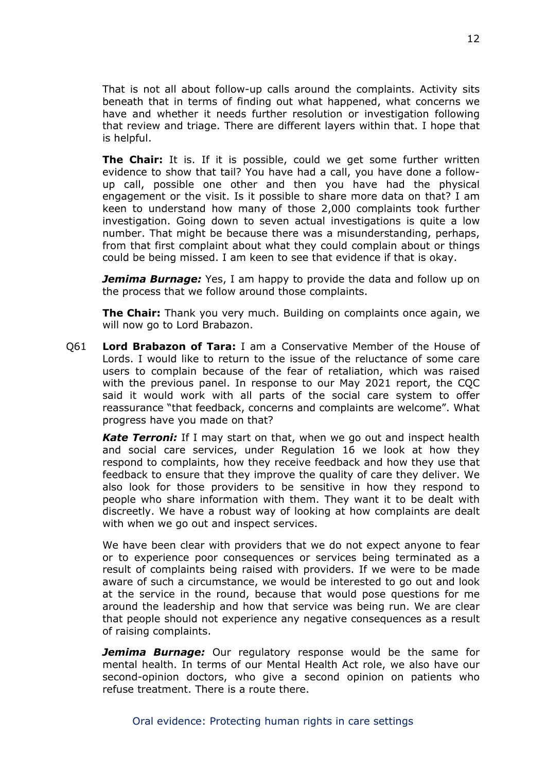That is not all about follow-up calls around the complaints. Activity sits beneath that in terms of finding out what happened, what concerns we have and whether it needs further resolution or investigation following that review and triage. There are different layers within that. I hope that is helpful.

**The Chair:** It is. If it is possible, could we get some further written evidence to show that tail? You have had a call, you have done a follow-up call, possible one other and then you have had the physical engagement or the visit. Is it possible to share more data on that? I am keen to understand how many of those 2,000 complaints took further investigation. Going down to seven actual investigations is quite a low number. That might be because there was a misunderstanding, perhaps, from that first complaint about what they could complain about or things could be being missed. I am keen to see that evidence if that is okay.

***Jemima Burnage:*** Yes, I am happy to provide the data and follow up on the process that we follow around those complaints.

**The Chair:** Thank you very much. Building on complaints once again, we will now go to Lord Brabazon.

Q61 **Lord Brabazon of Tara:** I am a Conservative Member of the House of Lords. I would like to return to the issue of the reluctance of some care users to complain because of the fear of retaliation, which was raised with the previous panel. In response to our May 2021 report, the CQC said it would work with all parts of the social care system to offer reassurance "that feedback, concerns and complaints are welcome". What progress have you made on that?

***Kate Terroni:*** If I may start on that, when we go out and inspect health and social care services, under Regulation 16 we look at how they respond to complaints, how they receive feedback and how they use that feedback to ensure that they improve the quality of care they deliver. We also look for those providers to be sensitive in how they respond to people who share information with them. They want it to be dealt with discreetly. We have a robust way of looking at how complaints are dealt with when we go out and inspect services.

We have been clear with providers that we do not expect anyone to fear or to experience poor consequences or services being terminated as a result of complaints being raised with providers. If we were to be made aware of such a circumstance, we would be interested to go out and look at the service in the round, because that would pose questions for me around the leadership and how that service was being run. We are clear that people should not experience any negative consequences as a result of raising complaints.

***Jemima Burnage:*** Our regulatory response would be the same for mental health. In terms of our Mental Health Act role, we also have our second-opinion doctors, who give a second opinion on patients who refuse treatment. There is a route there.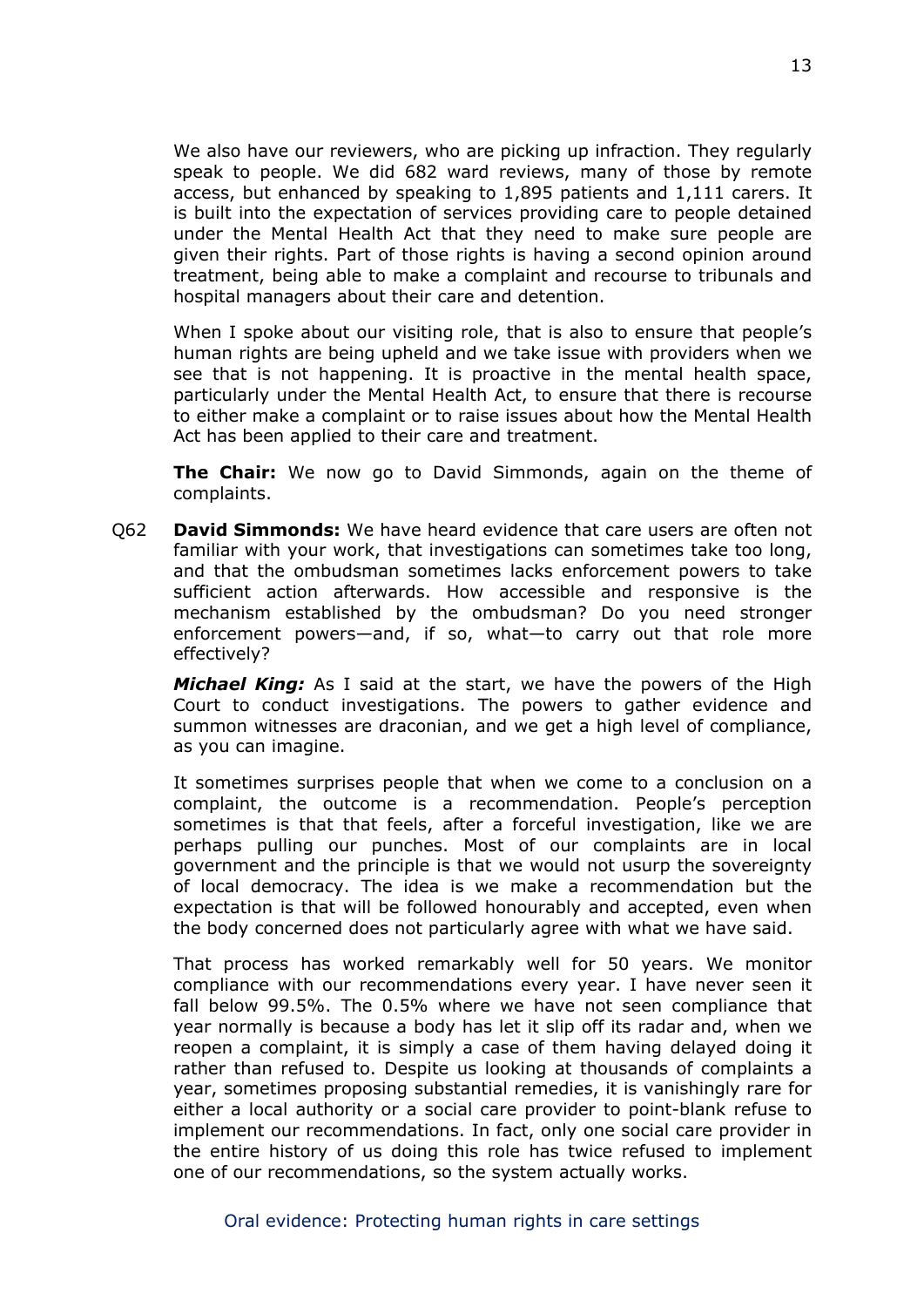We also have our reviewers, who are picking up infraction. They regularly speak to people. We did 682 ward reviews, many of those by remote access, but enhanced by speaking to 1,895 patients and 1,111 carers. It is built into the expectation of services providing care to people detained under the Mental Health Act that they need to make sure people are given their rights. Part of those rights is having a second opinion around treatment, being able to make a complaint and recourse to tribunals and hospital managers about their care and detention.

When I spoke about our visiting role, that is also to ensure that people's human rights are being upheld and we take issue with providers when we see that is not happening. It is proactive in the mental health space, particularly under the Mental Health Act, to ensure that there is recourse to either make a complaint or to raise issues about how the Mental Health Act has been applied to their care and treatment.

**The Chair:** We now go to David Simmonds, again on the theme of complaints.

Q62 **David Simmonds:** We have heard evidence that care users are often not familiar with your work, that investigations can sometimes take too long, and that the ombudsman sometimes lacks enforcement powers to take sufficient action afterwards. How accessible and responsive is the mechanism established by the ombudsman? Do you need stronger enforcement powers—and, if so, what—to carry out that role more effectively?

***Michael King:*** As I said at the start, we have the powers of the High Court to conduct investigations. The powers to gather evidence and summon witnesses are draconian, and we get a high level of compliance, as you can imagine.

It sometimes surprises people that when we come to a conclusion on a complaint, the outcome is a recommendation. People's perception sometimes is that that feels, after a forceful investigation, like we are perhaps pulling our punches. Most of our complaints are in local government and the principle is that we would not usurp the sovereignty of local democracy. The idea is we make a recommendation but the expectation is that will be followed honourably and accepted, even when the body concerned does not particularly agree with what we have said.

That process has worked remarkably well for 50 years. We monitor compliance with our recommendations every year. I have never seen it fall below 99.5%. The 0.5% where we have not seen compliance that year normally is because a body has let it slip off its radar and, when we reopen a complaint, it is simply a case of them having delayed doing it rather than refused to. Despite us looking at thousands of complaints a year, sometimes proposing substantial remedies, it is vanishingly rare for either a local authority or a social care provider to point-blank refuse to implement our recommendations. In fact, only one social care provider in the entire history of us doing this role has twice refused to implement one of our recommendations, so the system actually works.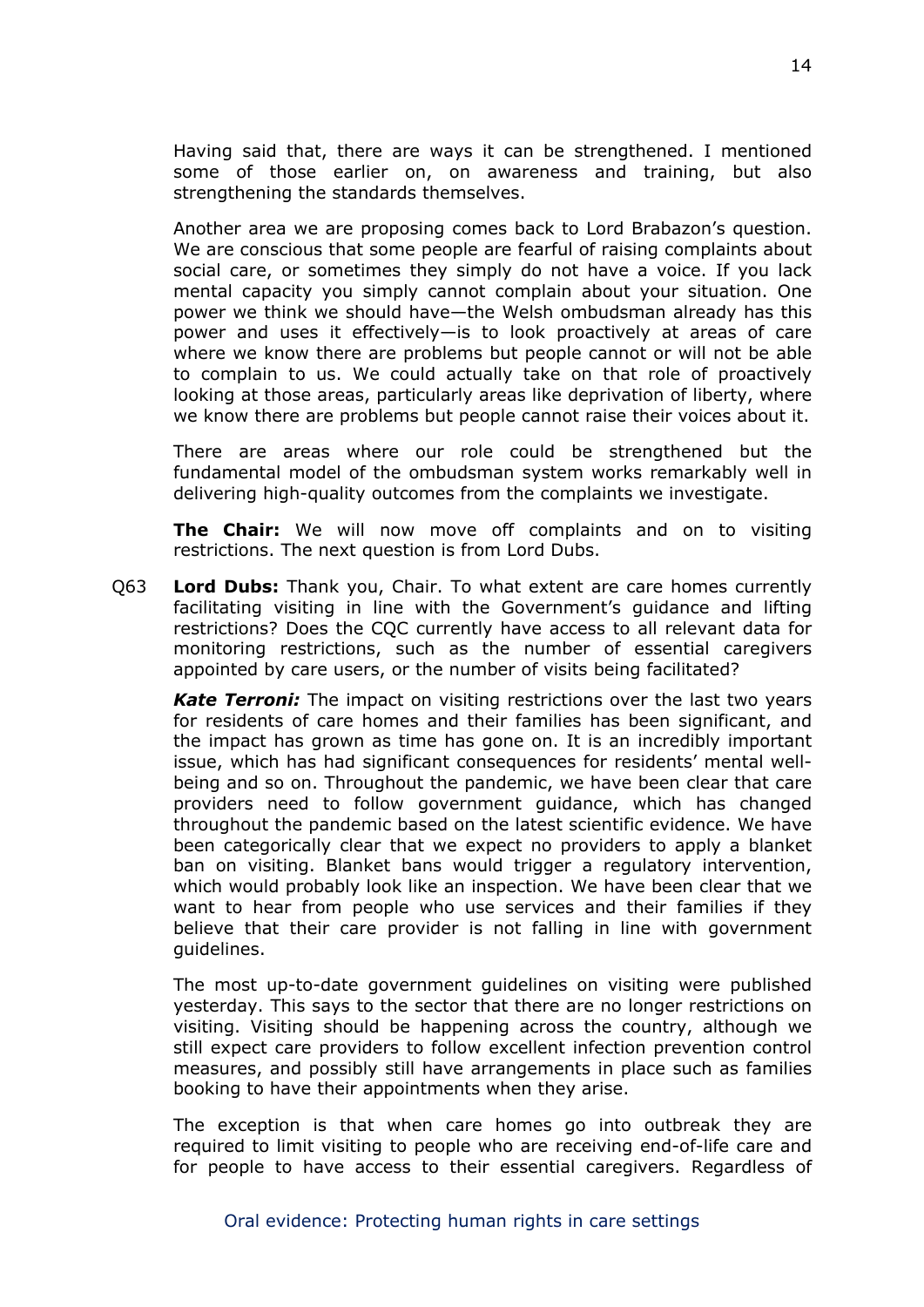Having said that, there are ways it can be strengthened. I mentioned some of those earlier on, on awareness and training, but also strengthening the standards themselves.

Another area we are proposing comes back to Lord Brabazon's question. We are conscious that some people are fearful of raising complaints about social care, or sometimes they simply do not have a voice. If you lack mental capacity you simply cannot complain about your situation. One power we think we should have—the Welsh ombudsman already has this power and uses it effectively—is to look proactively at areas of care where we know there are problems but people cannot or will not be able to complain to us. We could actually take on that role of proactively looking at those areas, particularly areas like deprivation of liberty, where we know there are problems but people cannot raise their voices about it.

There are areas where our role could be strengthened but the fundamental model of the ombudsman system works remarkably well in delivering high-quality outcomes from the complaints we investigate.

**The Chair:** We will now move off complaints and on to visiting restrictions. The next question is from Lord Dubs.

Q63 **Lord Dubs:** Thank you, Chair. To what extent are care homes currently facilitating visiting in line with the Government's guidance and lifting restrictions? Does the CQC currently have access to all relevant data for monitoring restrictions, such as the number of essential caregivers appointed by care users, or the number of visits being facilitated?

***Kate Terroni:*** The impact on visiting restrictions over the last two years for residents of care homes and their families has been significant, and the impact has grown as time has gone on. It is an incredibly important issue, which has had significant consequences for residents' mental well-being and so on. Throughout the pandemic, we have been clear that care providers need to follow government guidance, which has changed throughout the pandemic based on the latest scientific evidence. We have been categorically clear that we expect no providers to apply a blanket ban on visiting. Blanket bans would trigger a regulatory intervention, which would probably look like an inspection. We have been clear that we want to hear from people who use services and their families if they believe that their care provider is not falling in line with government guidelines.

The most up-to-date government guidelines on visiting were published yesterday. This says to the sector that there are no longer restrictions on visiting. Visiting should be happening across the country, although we still expect care providers to follow excellent infection prevention control measures, and possibly still have arrangements in place such as families booking to have their appointments when they arise.

The exception is that when care homes go into outbreak they are required to limit visiting to people who are receiving end-of-life care and for people to have access to their essential caregivers. Regardless of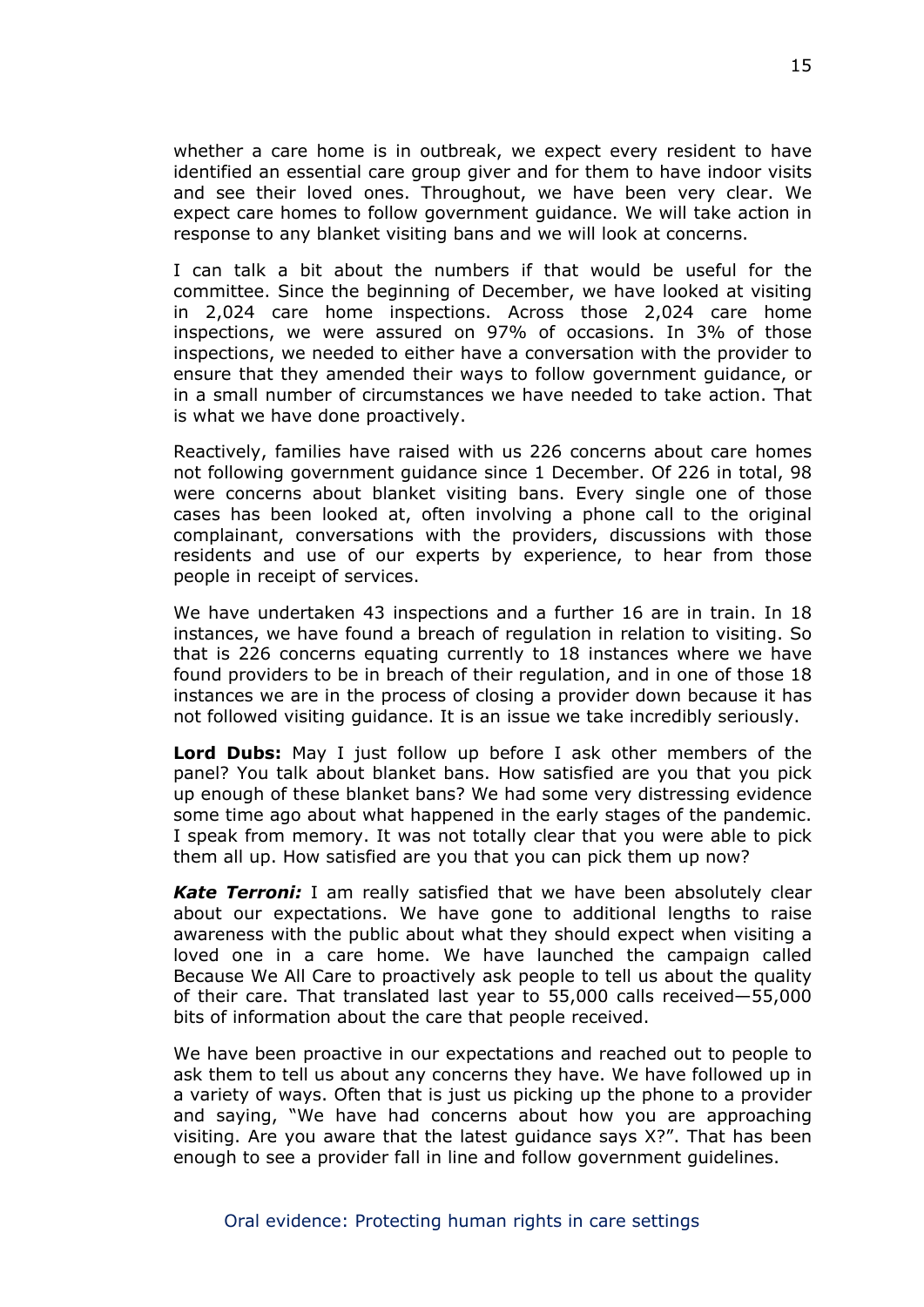whether a care home is in outbreak, we expect every resident to have identified an essential care group giver and for them to have indoor visits and see their loved ones. Throughout, we have been very clear. We expect care homes to follow government guidance. We will take action in response to any blanket visiting bans and we will look at concerns.

I can talk a bit about the numbers if that would be useful for the committee. Since the beginning of December, we have looked at visiting in 2,024 care home inspections. Across those 2,024 care home inspections, we were assured on 97% of occasions. In 3% of those inspections, we needed to either have a conversation with the provider to ensure that they amended their ways to follow government guidance, or in a small number of circumstances we have needed to take action. That is what we have done proactively.

Reactively, families have raised with us 226 concerns about care homes not following government guidance since 1 December. Of 226 in total, 98 were concerns about blanket visiting bans. Every single one of those cases has been looked at, often involving a phone call to the original complainant, conversations with the providers, discussions with those residents and use of our experts by experience, to hear from those people in receipt of services.

We have undertaken 43 inspections and a further 16 are in train. In 18 instances, we have found a breach of regulation in relation to visiting. So that is 226 concerns equating currently to 18 instances where we have found providers to be in breach of their regulation, and in one of those 18 instances we are in the process of closing a provider down because it has not followed visiting guidance. It is an issue we take incredibly seriously.

**Lord Dubs:** May I just follow up before I ask other members of the panel? You talk about blanket bans. How satisfied are you that you pick up enough of these blanket bans? We had some very distressing evidence some time ago about what happened in the early stages of the pandemic. I speak from memory. It was not totally clear that you were able to pick them all up. How satisfied are you that you can pick them up now?

***Kate Terroni:*** I am really satisfied that we have been absolutely clear about our expectations. We have gone to additional lengths to raise awareness with the public about what they should expect when visiting a loved one in a care home. We have launched the campaign called Because We All Care to proactively ask people to tell us about the quality of their care. That translated last year to 55,000 calls received—55,000 bits of information about the care that people received.

We have been proactive in our expectations and reached out to people to ask them to tell us about any concerns they have. We have followed up in a variety of ways. Often that is just us picking up the phone to a provider and saying, "We have had concerns about how you are approaching visiting. Are you aware that the latest guidance says X?". That has been enough to see a provider fall in line and follow government guidelines.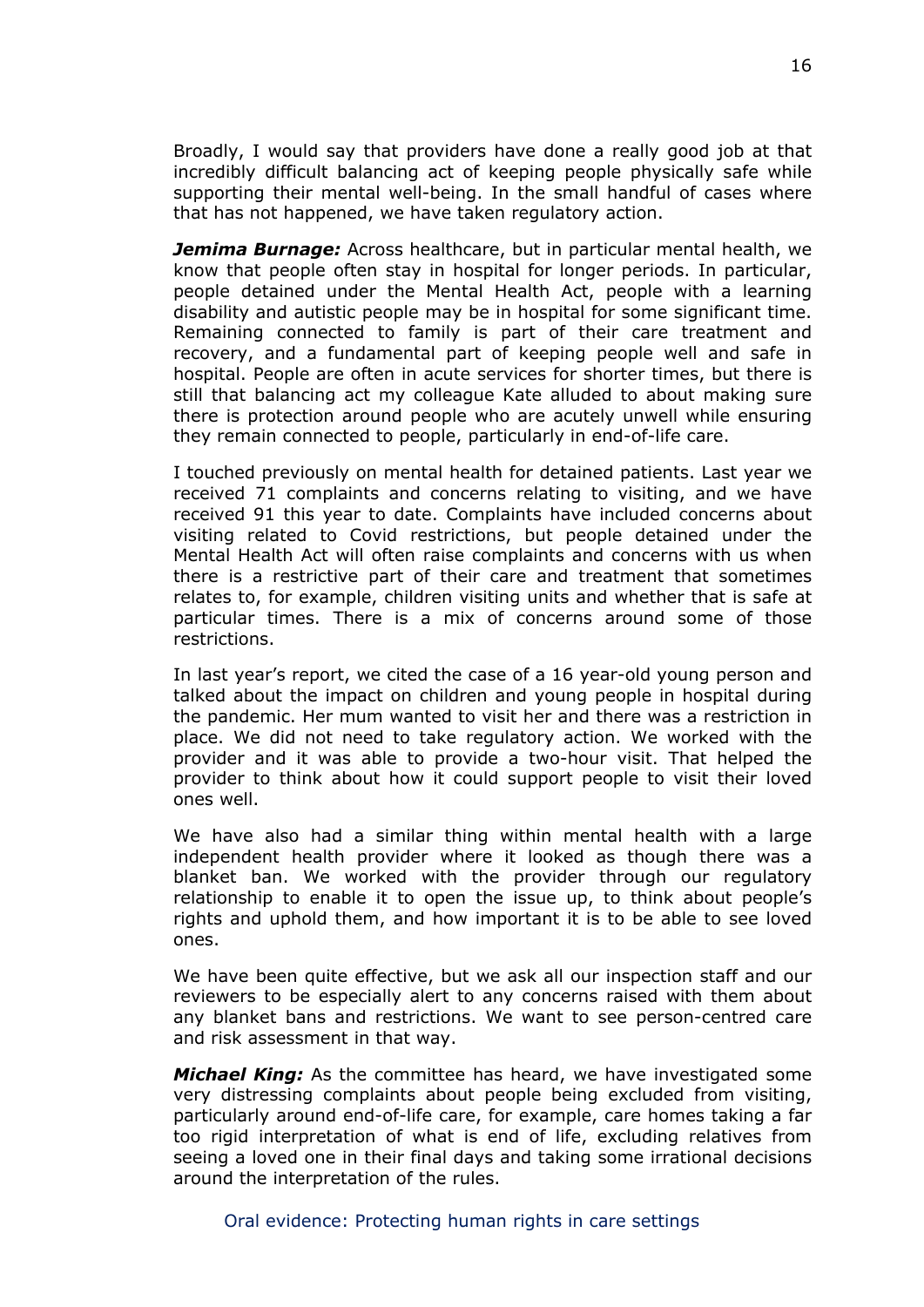Broadly, I would say that providers have done a really good job at that incredibly difficult balancing act of keeping people physically safe while supporting their mental well-being. In the small handful of cases where that has not happened, we have taken regulatory action.

***Jemima Burnage:*** Across healthcare, but in particular mental health, we know that people often stay in hospital for longer periods. In particular, people detained under the Mental Health Act, people with a learning disability and autistic people may be in hospital for some significant time. Remaining connected to family is part of their care treatment and recovery, and a fundamental part of keeping people well and safe in hospital. People are often in acute services for shorter times, but there is still that balancing act my colleague Kate alluded to about making sure there is protection around people who are acutely unwell while ensuring they remain connected to people, particularly in end-of-life care.

I touched previously on mental health for detained patients. Last year we received 71 complaints and concerns relating to visiting, and we have received 91 this year to date. Complaints have included concerns about visiting related to Covid restrictions, but people detained under the Mental Health Act will often raise complaints and concerns with us when there is a restrictive part of their care and treatment that sometimes relates to, for example, children visiting units and whether that is safe at particular times. There is a mix of concerns around some of those restrictions.

In last year's report, we cited the case of a 16 year-old young person and talked about the impact on children and young people in hospital during the pandemic. Her mum wanted to visit her and there was a restriction in place. We did not need to take regulatory action. We worked with the provider and it was able to provide a two-hour visit. That helped the provider to think about how it could support people to visit their loved ones well.

We have also had a similar thing within mental health with a large independent health provider where it looked as though there was a blanket ban. We worked with the provider through our regulatory relationship to enable it to open the issue up, to think about people's rights and uphold them, and how important it is to be able to see loved ones.

We have been quite effective, but we ask all our inspection staff and our reviewers to be especially alert to any concerns raised with them about any blanket bans and restrictions. We want to see person-centred care and risk assessment in that way.

***Michael King:*** As the committee has heard, we have investigated some very distressing complaints about people being excluded from visiting, particularly around end-of-life care, for example, care homes taking a far too rigid interpretation of what is end of life, excluding relatives from seeing a loved one in their final days and taking some irrational decisions around the interpretation of the rules.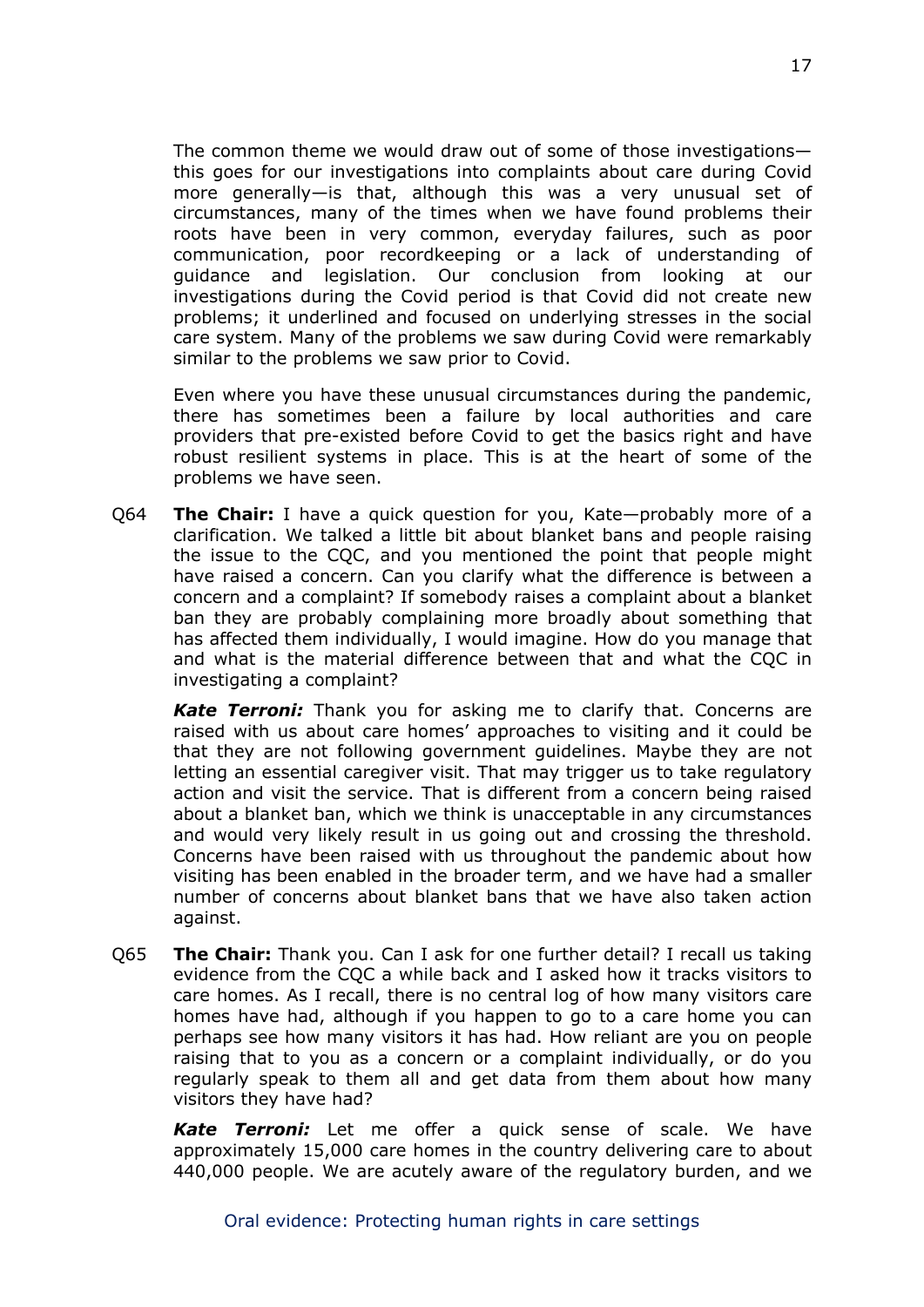The common theme we would draw out of some of those investigations—this goes for our investigations into complaints about care during Covid more generally—is that, although this was a very unusual set of circumstances, many of the times when we have found problems their roots have been in very common, everyday failures, such as poor communication, poor recordkeeping or a lack of understanding of guidance and legislation. Our conclusion from looking at our investigations during the Covid period is that Covid did not create new problems; it underlined and focused on underlying stresses in the social care system. Many of the problems we saw during Covid were remarkably similar to the problems we saw prior to Covid.

Even where you have these unusual circumstances during the pandemic, there has sometimes been a failure by local authorities and care providers that pre-existed before Covid to get the basics right and have robust resilient systems in place. This is at the heart of some of the problems we have seen.

Q64 **The Chair:** I have a quick question for you, Kate—probably more of a clarification. We talked a little bit about blanket bans and people raising the issue to the CQC, and you mentioned the point that people might have raised a concern. Can you clarify what the difference is between a concern and a complaint? If somebody raises a complaint about a blanket ban they are probably complaining more broadly about something that has affected them individually, I would imagine. How do you manage that and what is the material difference between that and what the CQC in investigating a complaint?

***Kate Terroni:*** Thank you for asking me to clarify that. Concerns are raised with us about care homes' approaches to visiting and it could be that they are not following government guidelines. Maybe they are not letting an essential caregiver visit. That may trigger us to take regulatory action and visit the service. That is different from a concern being raised about a blanket ban, which we think is unacceptable in any circumstances and would very likely result in us going out and crossing the threshold. Concerns have been raised with us throughout the pandemic about how visiting has been enabled in the broader term, and we have had a smaller number of concerns about blanket bans that we have also taken action against.

Q65 **The Chair:** Thank you. Can I ask for one further detail? I recall us taking evidence from the CQC a while back and I asked how it tracks visitors to care homes. As I recall, there is no central log of how many visitors care homes have had, although if you happen to go to a care home you can perhaps see how many visitors it has had. How reliant are you on people raising that to you as a concern or a complaint individually, or do you regularly speak to them all and get data from them about how many visitors they have had?

***Kate Terroni:*** Let me offer a quick sense of scale. We have approximately 15,000 care homes in the country delivering care to about 440,000 people. We are acutely aware of the regulatory burden, and we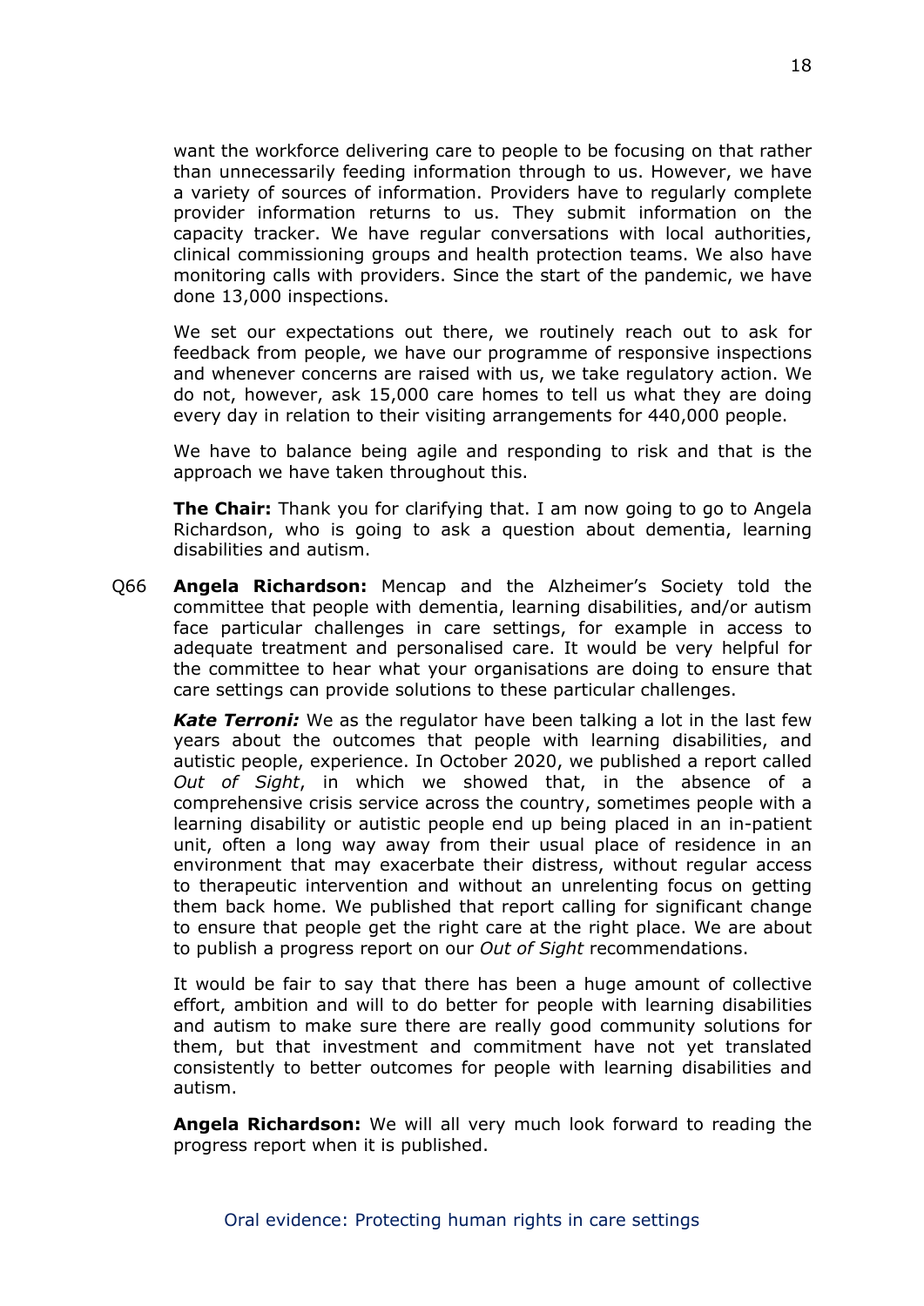want the workforce delivering care to people to be focusing on that rather than unnecessarily feeding information through to us. However, we have a variety of sources of information. Providers have to regularly complete provider information returns to us. They submit information on the capacity tracker. We have regular conversations with local authorities, clinical commissioning groups and health protection teams. We also have monitoring calls with providers. Since the start of the pandemic, we have done 13,000 inspections.

We set our expectations out there, we routinely reach out to ask for feedback from people, we have our programme of responsive inspections and whenever concerns are raised with us, we take regulatory action. We do not, however, ask 15,000 care homes to tell us what they are doing every day in relation to their visiting arrangements for 440,000 people.

We have to balance being agile and responding to risk and that is the approach we have taken throughout this.

**The Chair:** Thank you for clarifying that. I am now going to go to Angela Richardson, who is going to ask a question about dementia, learning disabilities and autism.

Q66 **Angela Richardson:** Mencap and the Alzheimer's Society told the committee that people with dementia, learning disabilities, and/or autism face particular challenges in care settings, for example in access to adequate treatment and personalised care. It would be very helpful for the committee to hear what your organisations are doing to ensure that care settings can provide solutions to these particular challenges.

***Kate Terroni:*** We as the regulator have been talking a lot in the last few years about the outcomes that people with learning disabilities, and autistic people, experience. In October 2020, we published a report called *Out of Sight*, in which we showed that, in the absence of a comprehensive crisis service across the country, sometimes people with a learning disability or autistic people end up being placed in an in-patient unit, often a long way away from their usual place of residence in an environment that may exacerbate their distress, without regular access to therapeutic intervention and without an unrelenting focus on getting them back home. We published that report calling for significant change to ensure that people get the right care at the right place. We are about to publish a progress report on our *Out of Sight* recommendations.

It would be fair to say that there has been a huge amount of collective effort, ambition and will to do better for people with learning disabilities and autism to make sure there are really good community solutions for them, but that investment and commitment have not yet translated consistently to better outcomes for people with learning disabilities and autism.

**Angela Richardson:** We will all very much look forward to reading the progress report when it is published.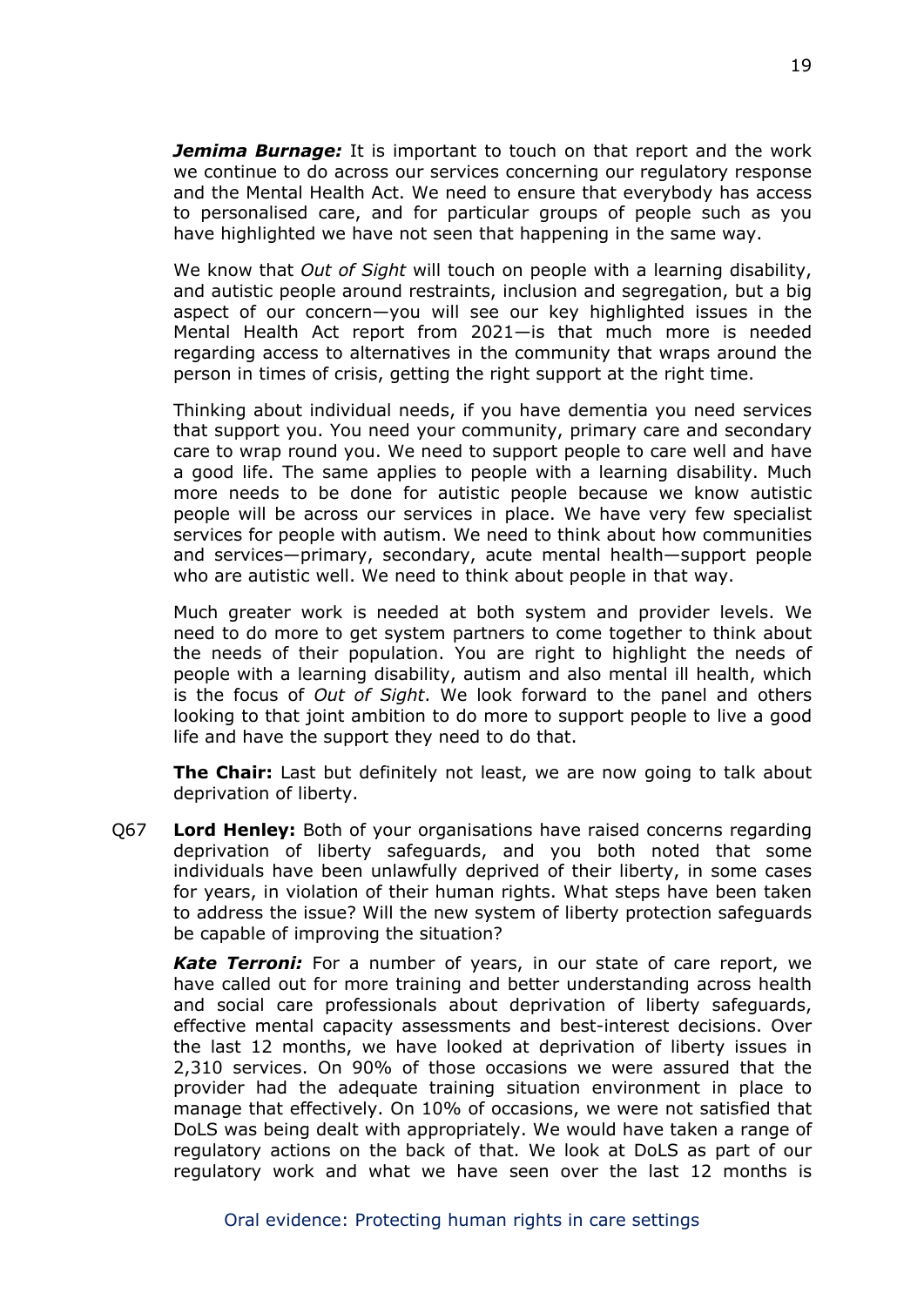***Jemima Burnage:*** It is important to touch on that report and the work we continue to do across our services concerning our regulatory response and the Mental Health Act. We need to ensure that everybody has access to personalised care, and for particular groups of people such as you have highlighted we have not seen that happening in the same way.

We know that *Out of Sight* will touch on people with a learning disability, and autistic people around restraints, inclusion and segregation, but a big aspect of our concern—you will see our key highlighted issues in the Mental Health Act report from 2021—is that much more is needed regarding access to alternatives in the community that wraps around the person in times of crisis, getting the right support at the right time.

Thinking about individual needs, if you have dementia you need services that support you. You need your community, primary care and secondary care to wrap round you. We need to support people to care well and have a good life. The same applies to people with a learning disability. Much more needs to be done for autistic people because we know autistic people will be across our services in place. We have very few specialist services for people with autism. We need to think about how communities and services—primary, secondary, acute mental health—support people who are autistic well. We need to think about people in that way.

Much greater work is needed at both system and provider levels. We need to do more to get system partners to come together to think about the needs of their population. You are right to highlight the needs of people with a learning disability, autism and also mental ill health, which is the focus of *Out of Sight*. We look forward to the panel and others looking to that joint ambition to do more to support people to live a good life and have the support they need to do that.

**The Chair:** Last but definitely not least, we are now going to talk about deprivation of liberty.

Q67 **Lord Henley:** Both of your organisations have raised concerns regarding deprivation of liberty safeguards, and you both noted that some individuals have been unlawfully deprived of their liberty, in some cases for years, in violation of their human rights. What steps have been taken to address the issue? Will the new system of liberty protection safeguards be capable of improving the situation?

***Kate Terroni:*** For a number of years, in our state of care report, we have called out for more training and better understanding across health and social care professionals about deprivation of liberty safeguards, effective mental capacity assessments and best-interest decisions. Over the last 12 months, we have looked at deprivation of liberty issues in 2,310 services. On 90% of those occasions we were assured that the provider had the adequate training situation environment in place to manage that effectively. On 10% of occasions, we were not satisfied that DoLS was being dealt with appropriately. We would have taken a range of regulatory actions on the back of that. We look at DoLS as part of our regulatory work and what we have seen over the last 12 months is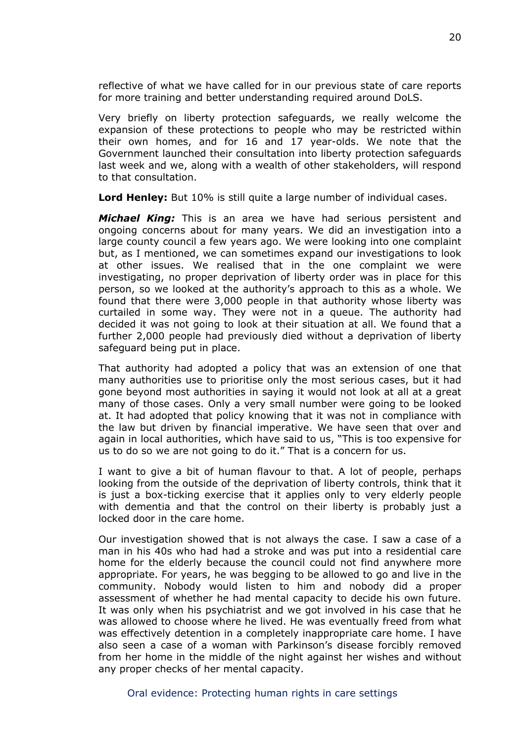reflective of what we have called for in our previous state of care reports for more training and better understanding required around DoLS.

Very briefly on liberty protection safeguards, we really welcome the expansion of these protections to people who may be restricted within their own homes, and for 16 and 17 year-olds. We note that the Government launched their consultation into liberty protection safeguards last week and we, along with a wealth of other stakeholders, will respond to that consultation.

**Lord Henley:** But 10% is still quite a large number of individual cases.

***Michael King:*** This is an area we have had serious persistent and ongoing concerns about for many years. We did an investigation into a large county council a few years ago. We were looking into one complaint but, as I mentioned, we can sometimes expand our investigations to look at other issues. We realised that in the one complaint we were investigating, no proper deprivation of liberty order was in place for this person, so we looked at the authority's approach to this as a whole. We found that there were 3,000 people in that authority whose liberty was curtailed in some way. They were not in a queue. The authority had decided it was not going to look at their situation at all. We found that a further 2,000 people had previously died without a deprivation of liberty safeguard being put in place.

That authority had adopted a policy that was an extension of one that many authorities use to prioritise only the most serious cases, but it had gone beyond most authorities in saying it would not look at all at a great many of those cases. Only a very small number were going to be looked at. It had adopted that policy knowing that it was not in compliance with the law but driven by financial imperative. We have seen that over and again in local authorities, which have said to us, "This is too expensive for us to do so we are not going to do it." That is a concern for us.

I want to give a bit of human flavour to that. A lot of people, perhaps looking from the outside of the deprivation of liberty controls, think that it is just a box-ticking exercise that it applies only to very elderly people with dementia and that the control on their liberty is probably just a locked door in the care home.

Our investigation showed that is not always the case. I saw a case of a man in his 40s who had had a stroke and was put into a residential care home for the elderly because the council could not find anywhere more appropriate. For years, he was begging to be allowed to go and live in the community. Nobody would listen to him and nobody did a proper assessment of whether he had mental capacity to decide his own future. It was only when his psychiatrist and we got involved in his case that he was allowed to choose where he lived. He was eventually freed from what was effectively detention in a completely inappropriate care home. I have also seen a case of a woman with Parkinson's disease forcibly removed from her home in the middle of the night against her wishes and without any proper checks of her mental capacity.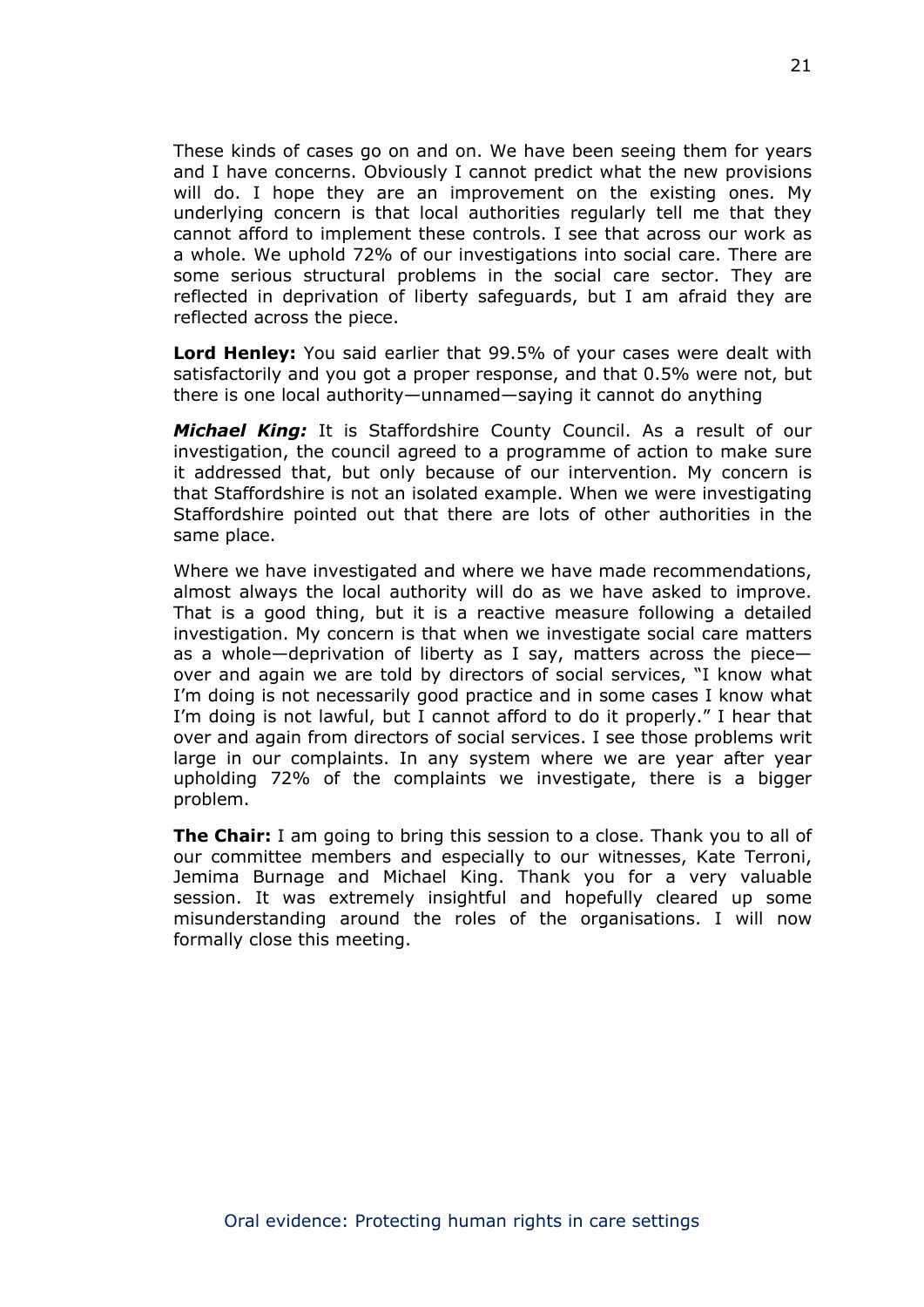These kinds of cases go on and on. We have been seeing them for years and I have concerns. Obviously I cannot predict what the new provisions will do. I hope they are an improvement on the existing ones. My underlying concern is that local authorities regularly tell me that they cannot afford to implement these controls. I see that across our work as a whole. We uphold 72% of our investigations into social care. There are some serious structural problems in the social care sector. They are reflected in deprivation of liberty safeguards, but I am afraid they are reflected across the piece.

**Lord Henley:** You said earlier that 99.5% of your cases were dealt with satisfactorily and you got a proper response, and that 0.5% were not, but there is one local authority—unnamed—saying it cannot do anything

***Michael King:*** It is Staffordshire County Council. As a result of our investigation, the council agreed to a programme of action to make sure it addressed that, but only because of our intervention. My concern is that Staffordshire is not an isolated example. When we were investigating Staffordshire pointed out that there are lots of other authorities in the same place.

Where we have investigated and where we have made recommendations, almost always the local authority will do as we have asked to improve. That is a good thing, but it is a reactive measure following a detailed investigation. My concern is that when we investigate social care matters as a whole—deprivation of liberty as I say, matters across the piece—over and again we are told by directors of social services, "I know what I'm doing is not necessarily good practice and in some cases I know what I'm doing is not lawful, but I cannot afford to do it properly." I hear that over and again from directors of social services. I see those problems writ large in our complaints. In any system where we are year after year upholding 72% of the complaints we investigate, there is a bigger problem.

**The Chair:** I am going to bring this session to a close. Thank you to all of our committee members and especially to our witnesses, Kate Terroni, Jemima Burnage and Michael King. Thank you for a very valuable session. It was extremely insightful and hopefully cleared up some misunderstanding around the roles of the organisations. I will now formally close this meeting.